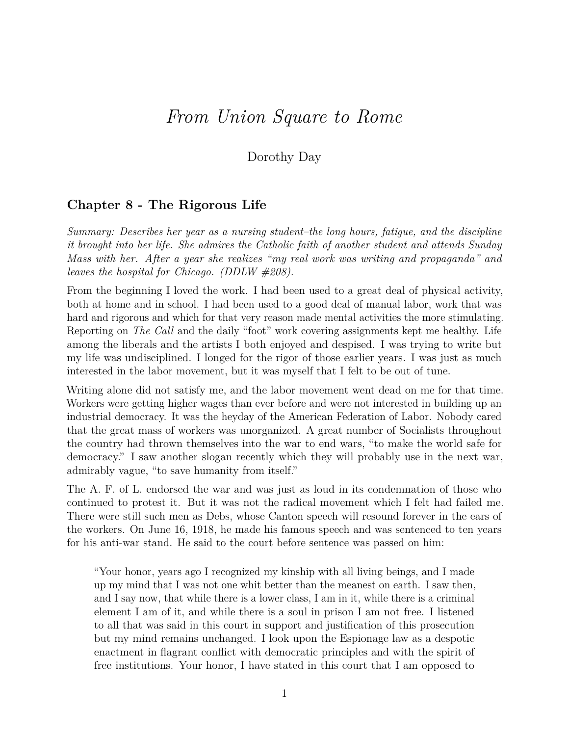# *From Union Square to Rome*

Dorothy Day

## Chapter 8 - The Rigorous Life

*Summary: Describes her year as a nursing student–the long hours, fatigue, and the discipline it brought into her life. She admires the Catholic faith of another student and attends Sunday Mass with her. After a year she realizes "my real work was writing and propaganda" and leaves the hospital for Chicago. (DDLW #208).*

From the beginning I loved the work. I had been used to a great deal of physical activity, both at home and in school. I had been used to a good deal of manual labor, work that was hard and rigorous and which for that very reason made mental activities the more stimulating. Reporting on *The Call* and the daily "foot" work covering assignments kept me healthy. Life among the liberals and the artists I both enjoyed and despised. I was trying to write but my life was undisciplined. I longed for the rigor of those earlier years. I was just as much interested in the labor movement, but it was myself that I felt to be out of tune.

Writing alone did not satisfy me, and the labor movement went dead on me for that time. Workers were getting higher wages than ever before and were not interested in building up an industrial democracy. It was the heyday of the American Federation of Labor. Nobody cared that the great mass of workers was unorganized. A great number of Socialists throughout the country had thrown themselves into the war to end wars, "to make the world safe for democracy." I saw another slogan recently which they will probably use in the next war, admirably vague, "to save humanity from itself."

The A. F. of L. endorsed the war and was just as loud in its condemnation of those who continued to protest it. But it was not the radical movement which I felt had failed me. There were still such men as Debs, whose Canton speech will resound forever in the ears of the workers. On June 16, 1918, he made his famous speech and was sentenced to ten years for his anti-war stand. He said to the court before sentence was passed on him:

> "Your honor, years ago I recognized my kinship with all living beings, and I made up my mind that I was not one whit better than the meanest on earth. I saw then, and I say now, that while there is a lower class, I am in it, while there is a criminal element I am of it, and while there is a soul in prison I am not free. I listened to all that was said in this court in support and justification of this prosecution but my mind remains unchanged. I look upon the Espionage law as a despotic enactment in flagrant conflict with democratic principles and with the spirit of free institutions. Your honor, I have stated in this court that I am opposed to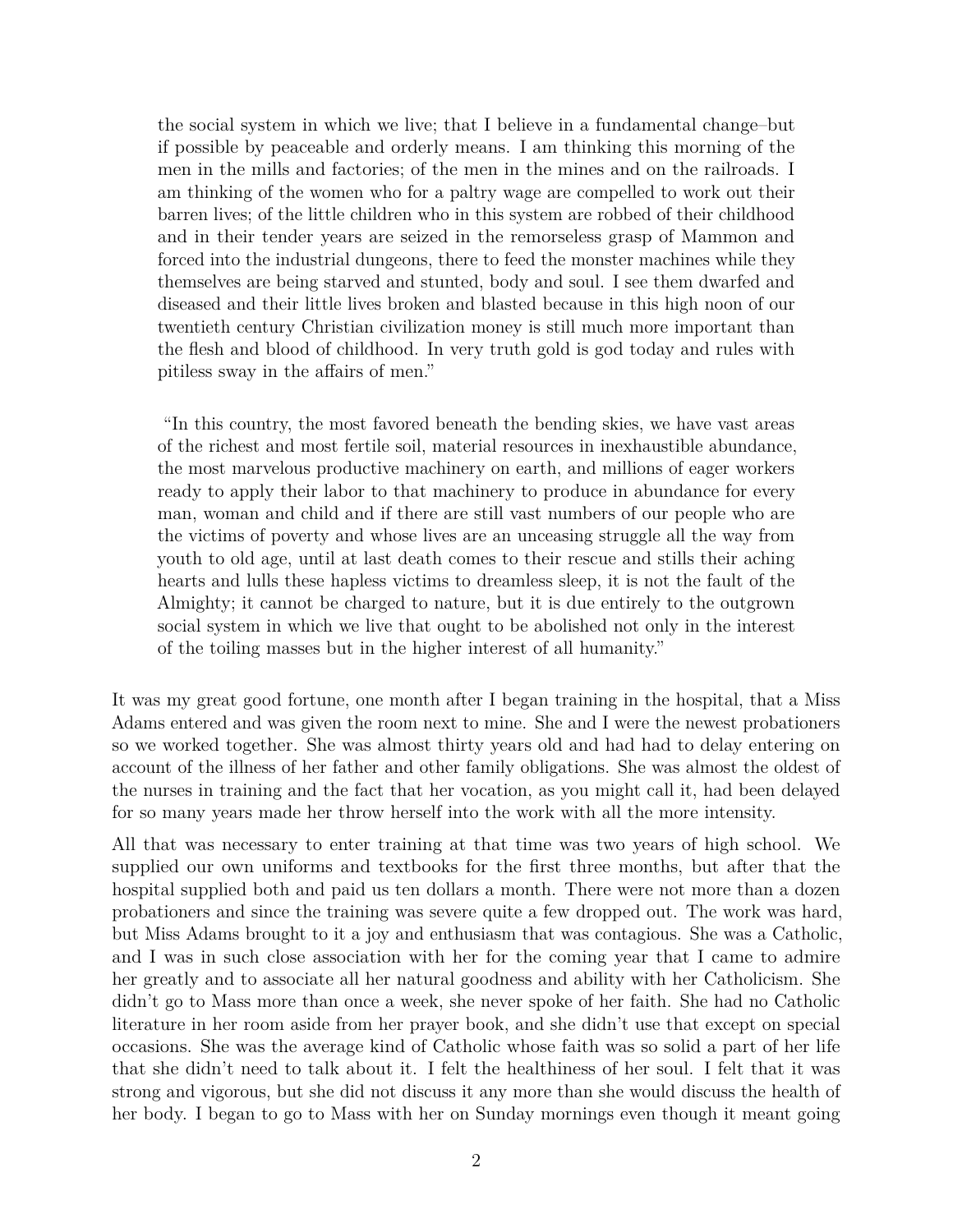> the social system in which we live; that I believe in a fundamental change–but if possible by peaceable and orderly means. I am thinking this morning of the men in the mills and factories; of the men in the mines and on the railroads. I am thinking of the women who for a paltry wage are compelled to work out their barren lives; of the little children who in this system are robbed of their childhood and in their tender years are seized in the remorseless grasp of Mammon and forced into the industrial dungeons, there to feed the monster machines while they themselves are being starved and stunted, body and soul. I see them dwarfed and diseased and their little lives broken and blasted because in this high noon of our twentieth century Christian civilization money is still much more important than the flesh and blood of childhood. In very truth gold is god today and rules with pitiless sway in the affairs of men."

> "In this country, the most favored beneath the bending skies, we have vast areas of the richest and most fertile soil, material resources in inexhaustible abundance, the most marvelous productive machinery on earth, and millions of eager workers ready to apply their labor to that machinery to produce in abundance for every man, woman and child and if there are still vast numbers of our people who are the victims of poverty and whose lives are an unceasing struggle all the way from youth to old age, until at last death comes to their rescue and stills their aching hearts and lulls these hapless victims to dreamless sleep, it is not the fault of the Almighty; it cannot be charged to nature, but it is due entirely to the outgrown social system in which we live that ought to be abolished not only in the interest of the toiling masses but in the higher interest of all humanity."

It was my great good fortune, one month after I began training in the hospital, that a Miss Adams entered and was given the room next to mine. She and I were the newest probationers so we worked together. She was almost thirty years old and had had to delay entering on account of the illness of her father and other family obligations. She was almost the oldest of the nurses in training and the fact that her vocation, as you might call it, had been delayed for so many years made her throw herself into the work with all the more intensity.

All that was necessary to enter training at that time was two years of high school. We supplied our own uniforms and textbooks for the first three months, but after that the hospital supplied both and paid us ten dollars a month. There were not more than a dozen probationers and since the training was severe quite a few dropped out. The work was hard, but Miss Adams brought to it a joy and enthusiasm that was contagious. She was a Catholic, and I was in such close association with her for the coming year that I came to admire her greatly and to associate all her natural goodness and ability with her Catholicism. She didn't go to Mass more than once a week, she never spoke of her faith. She had no Catholic literature in her room aside from her prayer book, and she didn't use that except on special occasions. She was the average kind of Catholic whose faith was so solid a part of her life that she didn't need to talk about it. I felt the healthiness of her soul. I felt that it was strong and vigorous, but she did not discuss it any more than she would discuss the health of her body. I began to go to Mass with her on Sunday mornings even though it meant going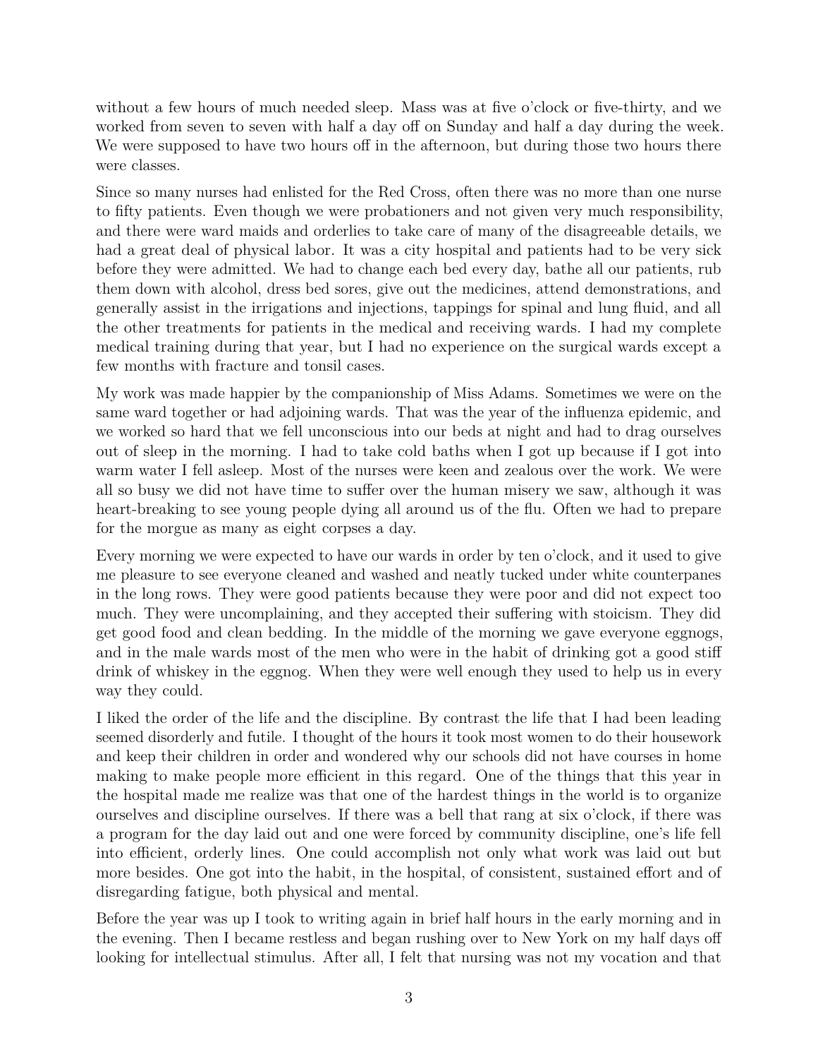without a few hours of much needed sleep. Mass was at five o'clock or five-thirty, and we worked from seven to seven with half a day off on Sunday and half a day during the week. We were supposed to have two hours off in the afternoon, but during those two hours there were classes.

Since so many nurses had enlisted for the Red Cross, often there was no more than one nurse to fifty patients. Even though we were probationers and not given very much responsibility, and there were ward maids and orderlies to take care of many of the disagreeable details, we had a great deal of physical labor. It was a city hospital and patients had to be very sick before they were admitted. We had to change each bed every day, bathe all our patients, rub them down with alcohol, dress bed sores, give out the medicines, attend demonstrations, and generally assist in the irrigations and injections, tappings for spinal and lung fluid, and all the other treatments for patients in the medical and receiving wards. I had my complete medical training during that year, but I had no experience on the surgical wards except a few months with fracture and tonsil cases.

My work was made happier by the companionship of Miss Adams. Sometimes we were on the same ward together or had adjoining wards. That was the year of the influenza epidemic, and we worked so hard that we fell unconscious into our beds at night and had to drag ourselves out of sleep in the morning. I had to take cold baths when I got up because if I got into warm water I fell asleep. Most of the nurses were keen and zealous over the work. We were all so busy we did not have time to suffer over the human misery we saw, although it was heart-breaking to see young people dying all around us of the flu. Often we had to prepare for the morgue as many as eight corpses a day.

Every morning we were expected to have our wards in order by ten o'clock, and it used to give me pleasure to see everyone cleaned and washed and neatly tucked under white counterpanes in the long rows. They were good patients because they were poor and did not expect too much. They were uncomplaining, and they accepted their suffering with stoicism. They did get good food and clean bedding. In the middle of the morning we gave everyone eggnogs, and in the male wards most of the men who were in the habit of drinking got a good stiff drink of whiskey in the eggnog. When they were well enough they used to help us in every way they could.

I liked the order of the life and the discipline. By contrast the life that I had been leading seemed disorderly and futile. I thought of the hours it took most women to do their housework and keep their children in order and wondered why our schools did not have courses in home making to make people more efficient in this regard. One of the things that this year in the hospital made me realize was that one of the hardest things in the world is to organize ourselves and discipline ourselves. If there was a bell that rang at six o'clock, if there was a program for the day laid out and one were forced by community discipline, one's life fell into efficient, orderly lines. One could accomplish not only what work was laid out but more besides. One got into the habit, in the hospital, of consistent, sustained effort and of disregarding fatigue, both physical and mental.

Before the year was up I took to writing again in brief half hours in the early morning and in the evening. Then I became restless and began rushing over to New York on my half days off looking for intellectual stimulus. After all, I felt that nursing was not my vocation and that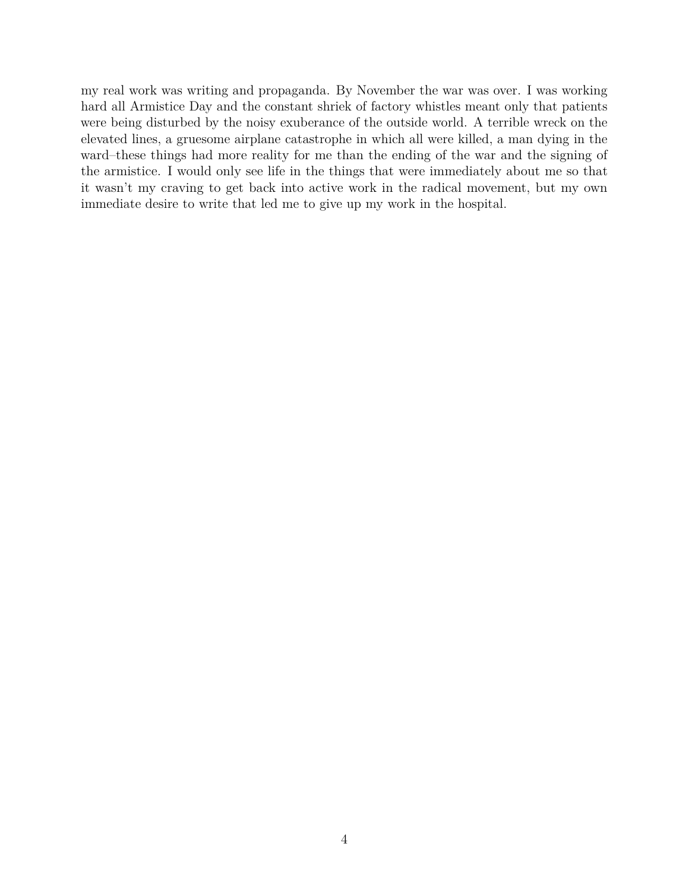my real work was writing and propaganda. By November the war was over. I was working hard all Armistice Day and the constant shriek of factory whistles meant only that patients were being disturbed by the noisy exuberance of the outside world. A terrible wreck on the elevated lines, a gruesome airplane catastrophe in which all were killed, a man dying in the ward–these things had more reality for me than the ending of the war and the signing of the armistice. I would only see life in the things that were immediately about me so that it wasn't my craving to get back into active work in the radical movement, but my own immediate desire to write that led me to give up my work in the hospital.